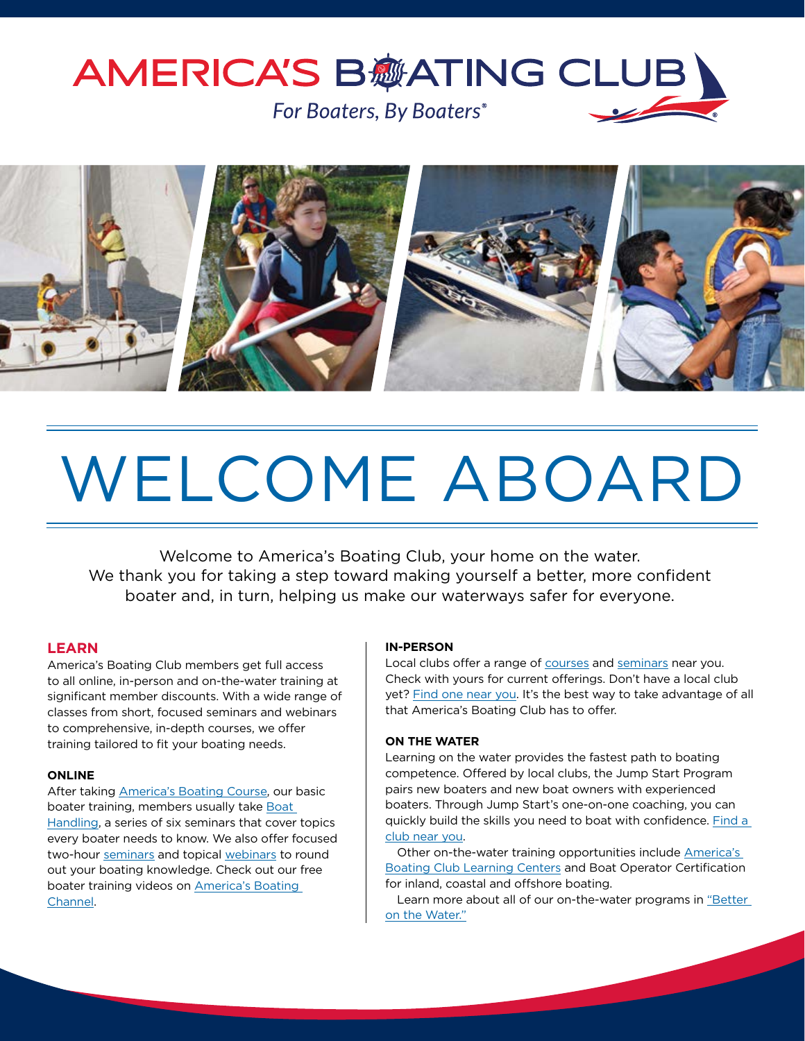# AMERICA'S BOATING CLUB

*For Boaters, By Boaters®*

# WELCOME ABOARD

Welcome to America's Boating Club, your home on the water. We thank you for taking a step toward making yourself a better, more confident boater and, in turn, helping us make our waterways safer for everyone.

## LEARN

America's Boating Club members get full access to all online, in-person and on-the-water training at significant member discounts. With a wide range of classes from short, focused seminars and webinars to comprehensive, in-depth courses, we offer training tailored to fit your boating needs.

### ONLINE

After taking America's Boating Course, our basic boater training, members usually take Boat Handling, a series of six seminars that cover topics every boater needs to know. We also offer focused two-hour seminars and topical webinars to round out your boating knowledge. Check out our free boater training videos on America's Boating Channel.

### IN-PERSON

Local clubs offer a range of courses and seminars near you. Check with yours for current offerings. Don't have a local club yet? Find one near you. It's the best way to take advantage of all that America's Boating Club has to offer.

### ON THE WATER

Learning on the water provides the fastest path to boating competence. Offered by local clubs, the Jump Start Program pairs new boaters and new boat owners with experienced boaters. Through Jump Start's one-on-one coaching, you can quickly build the skills you need to boat with confidence. Find a club near you.

Other on-the-water training opportunities include America's Boating Club Learning Centers and Boat Operator Certification for inland, coastal and offshore boating.

Learn more about all of our on-the-water programs in "Better on the Water."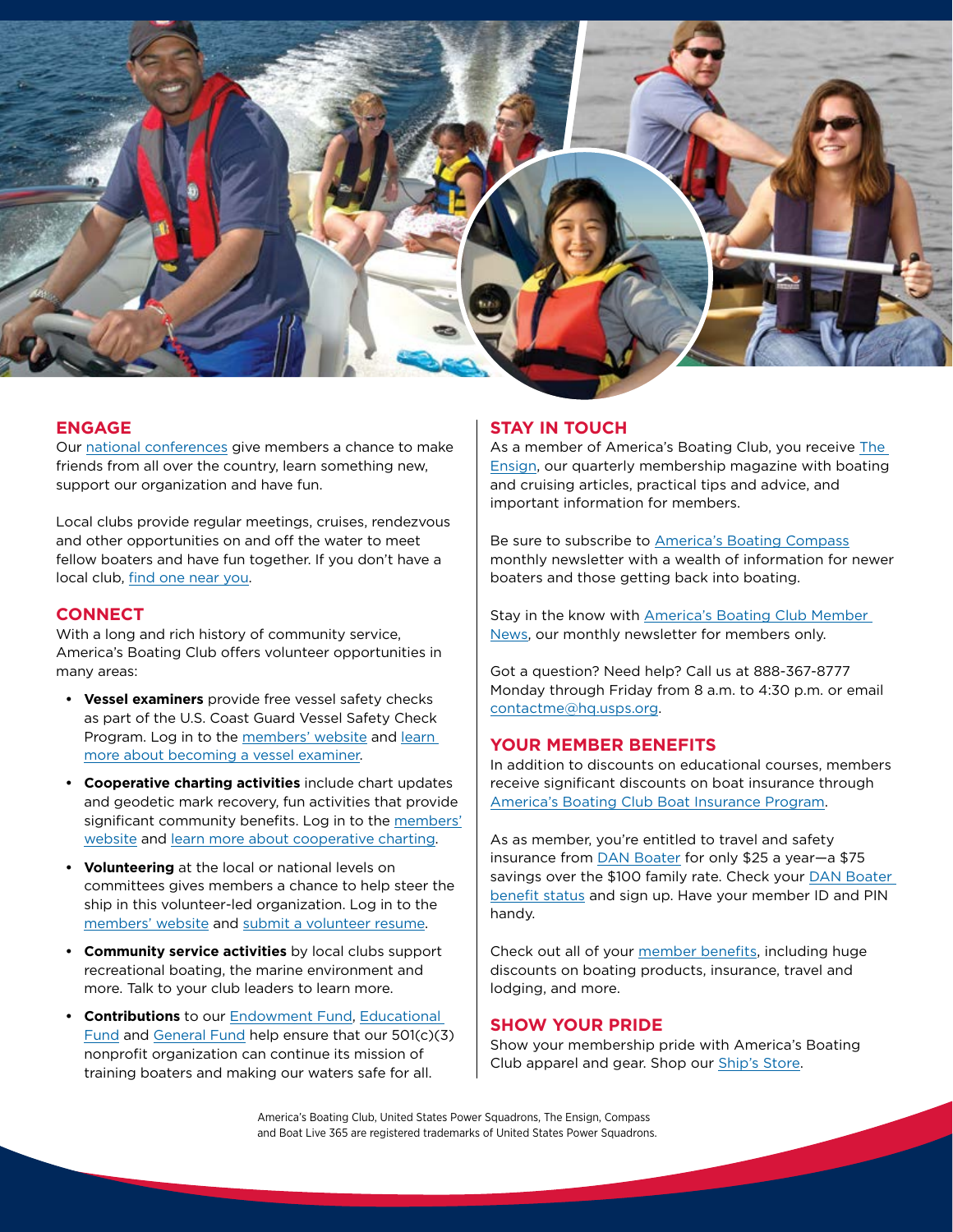## ENGAGE

Our national conferences give members a chance to make friends from all over the country, learn something new, support our organization and have fun.

Local clubs provide regular meetings, cruises, rendezvous and other opportunities on and off the water to meet fellow boaters and have fun together. If you don't have a local club, find one near you.

## CONNECT

With a long and rich history of community service, America's Boating Club offers volunteer opportunities in many areas:

- **Vessel examiners** provide free vessel safety checks as part of the U.S. Coast Guard Vessel Safety Check Program. Log in to the members' website and learn more about becoming a vessel examiner.
- **Cooperative charting activities** include chart updates and geodetic mark recovery, fun activities that provide significant community benefits. Log in to the members' website and learn more about cooperative charting.
- **Volunteering** at the local or national levels on committees gives members a chance to help steer the ship in this volunteer-led organization. Log in to the members' website and submit a volunteer resume.
- **Community service activities** by local clubs support recreational boating, the marine environment and more. Talk to your club leaders to learn more.
- **Contributions** to our Endowment Fund, Educational Fund and General Fund help ensure that our 501(c)(3) nonprofit organization can continue its mission of training boaters and making our waters safe for all.

## STAY IN TOUCH

As a member of America's Boating Club, you receive The Ensign, our quarterly membership magazine with boating and cruising articles, practical tips and advice, and important information for members.

Be sure to subscribe to America's Boating Compass monthly newsletter with a wealth of information for newer boaters and those getting back into boating.

Stay in the know with America's Boating Club Member News, our monthly newsletter for members only.

Got a question? Need help? Call us at 888-367-8777 Monday through Friday from 8 a.m. to 4:30 p.m. or email contactme@hq.usps.org.

## YOUR MEMBER BENEFITS

In addition to discounts on educational courses, members receive significant discounts on boat insurance through America's Boating Club Boat Insurance Program.

As as member, you're entitled to travel and safety insurance from DAN Boater for only $25 a year—a $75 savings over the $100 family rate. Check your DAN Boater benefit status and sign up. Have your member ID and PIN handy.

Check out all of your member benefits, including huge discounts on boating products, insurance, travel and lodging, and more.

## SHOW YOUR PRIDE

Show your membership pride with America's Boating Club apparel and gear. Shop our Ship's Store.

America's Boating Club, United States Power Squadrons, The Ensign, Compass and Boat Live 365 are registered trademarks of United States Power Squadrons.